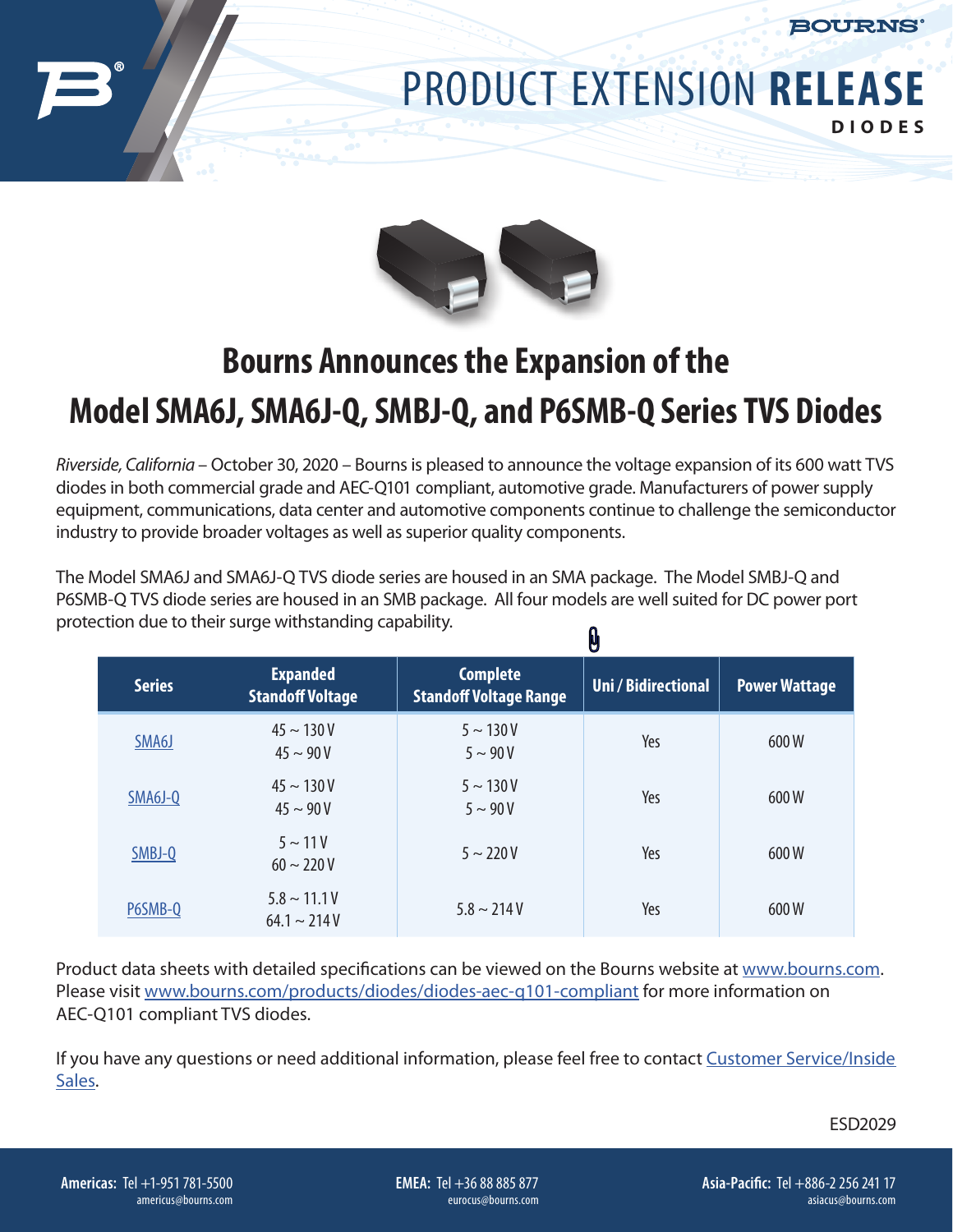# PRODUCT EXTENSION **RELEASE**

**DIODES**

## Bournss Announces the Expansion of the Model SMA6J, SMA6J-Q, SMBJ-Q, and P6SMB-Q Series TVS Diodes

*Riverside, California* – October 30, 2020 – Bourns is pleased to announce the voltage expansion of its 600 watt TVS diodes in both commercial grade and AEC-Q101 compliant, automotive grade. Manufacturers of power supply equipment, communications, data center and automotive components continue to challenge the semiconductor industry to provide broader voltages as well as superior quality components.

The Model SMA6J and SMA6J-Q TVS diode series are housed in an SMA package. The Model SMBJ-Q and P6SMB-Q TVS diode series are housed in an SMB package. All four models are well suited for DC power port protection due to their surge withstanding capability.

| Series | Expanded Standoff Voltage | Complete Standoff Voltage Range | Uni / Bidirectional | Power Wattage |
|---|---|---|---|---|
| SMA6J | 45 ~ 130 V<br>45 ~ 90 V | 5 ~ 130 V<br>5 ~ 90 V | Yes | 600 W |
| SMA6J-Q | 45 ~ 130 V<br>45 ~ 90 V | 5 ~ 130 V<br>5 ~ 90 V | Yes | 600 W |
| SMBJ-Q | 5 ~ 11 V<br>60 ~ 220 V | 5 ~ 220 V | Yes | 600 W |
| P6SMB-Q | 5.8 ~ 11.1 V<br>64.1 ~ 214 V | 5.8 ~ 214 V | Yes | 600 W |

Product data sheets with detailed specifications can be viewed on the Bourns website at www.bourns.com. Please visit www.bourns.com/products/diodes/diodes-aec-q101-compliant for more information on AEC-Q101 compliant TVS diodes.

If you have any questions or need additional information, please feel free to contact Customer Service/Inside Sales.

ESD2029

**Americas:** Tel +1-951 781-5500
americus@bourns.com

**EMEA:** Tel +36 88 885 877
eurocus@bourns.com

**Asia-Pacific:** Tel +886-2 256 241 17
asiacus@bourns.com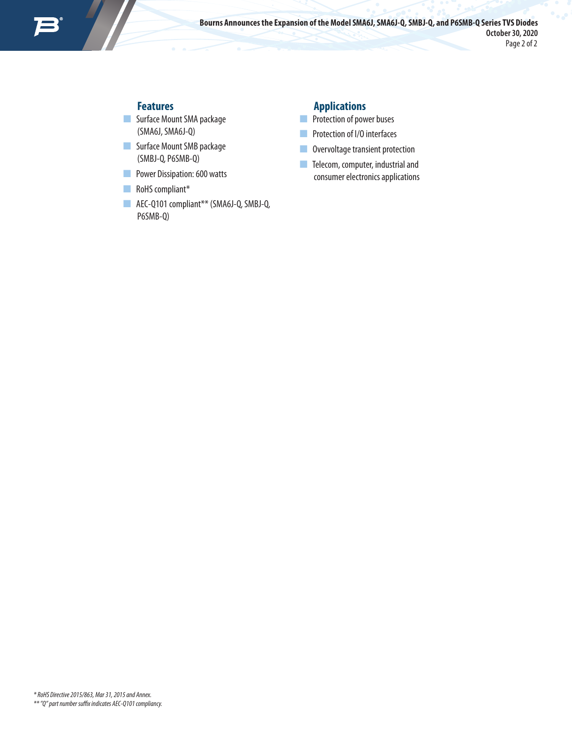## Features

- Surface Mount SMA package (SMA6J, SMA6J-Q)
- Surface Mount SMB package (SMBJ-Q, P6SMB-Q)
- Power Dissipation: 600 watts
- RoHS compliant*
- AEC-Q101 compliant** (SMA6J-Q, SMBJ-Q, P6SMB-Q)

## Applications

- Protection of power buses
- Protection of I/O interfaces
- Overvoltage transient protection
- Telecom, computer, industrial and consumer electronics applications

*\* RoHS Directive 2015/863, Mar 31, 2015 and Annex.*
*\*\* "Q" part number suffix indicates AEC-Q101 compliancy.*